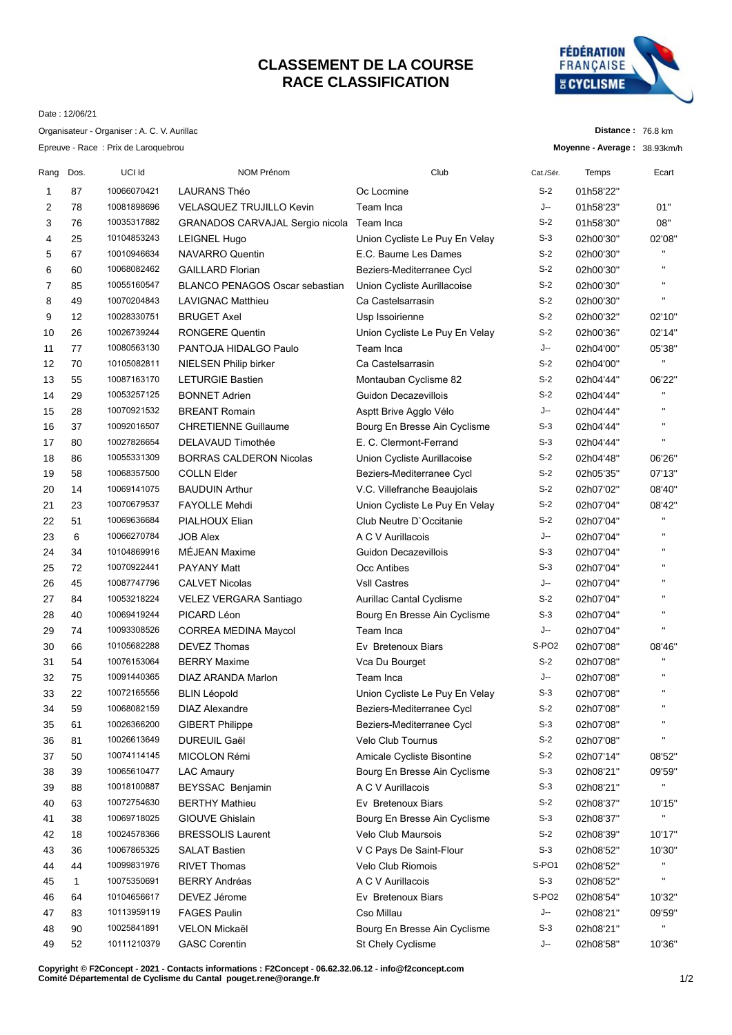# CLASSEMENT DE LA COURSE
# RACE CLASSIFICATION

Date : 12/06/21

Organisateur - Organiser : A. C. V. Aurillac

Epreuve - Race : Prix de Laroquebrou

**Distance :** 76.8 km

**Moyenne - Average :** 38.93km/h

| Rang | Dos. | UCI Id | NOM Prénom | Club | Cat./Sér. | Temps | Ecart |
|---|---|---|---|---|---|---|---|
| 1 | 87 | 10066070421 | LAURANS Théo | Oc Locmine | S-2 | 01h58'22'' | |
| 2 | 78 | 10081898696 | VELASQUEZ TRUJILLO Kevin | Team Inca | J-- | 01h58'23'' | 01'' |
| 3 | 76 | 10035317882 | GRANADOS CARVAJAL Sergio nicola | Team Inca | S-2 | 01h58'30'' | 08'' |
| 4 | 25 | 10104853243 | LEIGNEL Hugo | Union Cycliste Le Puy En Velay | S-3 | 02h00'30'' | 02'08'' |
| 5 | 67 | 10010946634 | NAVARRO Quentin | E.C. Baume Les Dames | S-2 | 02h00'30'' | '' |
| 6 | 60 | 10068082462 | GAILLARD Florian | Beziers-Mediterranee Cycl | S-2 | 02h00'30'' | '' |
| 7 | 85 | 10055160547 | BLANCO PENAGOS Oscar sebastian | Union Cycliste Aurillacoise | S-2 | 02h00'30'' | '' |
| 8 | 49 | 10070204843 | LAVIGNAC Matthieu | Ca Castelsarrasin | S-2 | 02h00'30'' | '' |
| 9 | 12 | 10028330751 | BRUGET Axel | Usp Issoirienne | S-2 | 02h00'32'' | 02'10'' |
| 10 | 26 | 10026739244 | RONGERE Quentin | Union Cycliste Le Puy En Velay | S-2 | 02h00'36'' | 02'14'' |
| 11 | 77 | 10080563130 | PANTOJA HIDALGO Paulo | Team Inca | J-- | 02h04'00'' | 05'38'' |
| 12 | 70 | 10105082811 | NIELSEN Philip birker | Ca Castelsarrasin | S-2 | 02h04'00'' | '' |
| 13 | 55 | 10087163170 | LETURGIE Bastien | Montauban Cyclisme 82 | S-2 | 02h04'44'' | 06'22'' |
| 14 | 29 | 10053257125 | BONNET Adrien | Guidon Decazevillois | S-2 | 02h04'44'' | '' |
| 15 | 28 | 10070921532 | BREANT Romain | Asptt Brive Agglo Vélo | J-- | 02h04'44'' | '' |
| 16 | 37 | 10092016507 | CHRETIENNE Guillaume | Bourg En Bresse Ain Cyclisme | S-3 | 02h04'44'' | '' |
| 17 | 80 | 10027826654 | DELAVAUD Timothée | E. C. Clermont-Ferrand | S-3 | 02h04'44'' | '' |
| 18 | 86 | 10055331309 | BORRAS CALDERON Nicolas | Union Cycliste Aurillacoise | S-2 | 02h04'48'' | 06'26'' |
| 19 | 58 | 10068357500 | COLLN Elder | Beziers-Mediterranee Cycl | S-2 | 02h05'35'' | 07'13'' |
| 20 | 14 | 10069141075 | BAUDUIN Arthur | V.C. Villefranche Beaujolais | S-2 | 02h07'02'' | 08'40'' |
| 21 | 23 | 10070679537 | FAYOLLE Mehdi | Union Cycliste Le Puy En Velay | S-2 | 02h07'04'' | 08'42'' |
| 22 | 51 | 10069636684 | PIALHOUX Elian | Club Neutre D`Occitanie | S-2 | 02h07'04'' | '' |
| 23 | 6 | 10066270784 | JOB Alex | A C V Aurillacois | J-- | 02h07'04'' | '' |
| 24 | 34 | 10104869916 | MÉJEAN Maxime | Guidon Decazevillois | S-3 | 02h07'04'' | '' |
| 25 | 72 | 10070922441 | PAYANY Matt | Occ Antibes | S-3 | 02h07'04'' | '' |
| 26 | 45 | 10087747796 | CALVET Nicolas | Vsll Castres | J-- | 02h07'04'' | '' |
| 27 | 84 | 10053218224 | VELEZ VERGARA Santiago | Aurillac Cantal Cyclisme | S-2 | 02h07'04'' | '' |
| 28 | 40 | 10069419244 | PICARD Léon | Bourg En Bresse Ain Cyclisme | S-3 | 02h07'04'' | '' |
| 29 | 74 | 10093308526 | CORREA MEDINA Maycol | Team Inca | J-- | 02h07'04'' | '' |
| 30 | 66 | 10105682288 | DEVEZ Thomas | Ev Bretenoux Biars | S-PO2 | 02h07'08'' | 08'46'' |
| 31 | 54 | 10076153064 | BERRY Maxime | Vca Du Bourget | S-2 | 02h07'08'' | '' |
| 32 | 75 | 10091440365 | DIAZ ARANDA Marlon | Team Inca | J-- | 02h07'08'' | '' |
| 33 | 22 | 10072165556 | BLIN Léopold | Union Cycliste Le Puy En Velay | S-3 | 02h07'08'' | '' |
| 34 | 59 | 10068082159 | DIAZ Alexandre | Beziers-Mediterranee Cycl | S-2 | 02h07'08'' | '' |
| 35 | 61 | 10026366200 | GIBERT Philippe | Beziers-Mediterranee Cycl | S-3 | 02h07'08'' | '' |
| 36 | 81 | 10026613649 | DUREUIL Gaël | Velo Club Tournus | S-2 | 02h07'08'' | '' |
| 37 | 50 | 10074114145 | MICOLON Rémi | Amicale Cycliste Bisontine | S-2 | 02h07'14'' | 08'52'' |
| 38 | 39 | 10065610477 | LAC Amaury | Bourg En Bresse Ain Cyclisme | S-3 | 02h08'21'' | 09'59'' |
| 39 | 88 | 10018100887 | BEYSSAC Benjamin | A C V Aurillacois | S-3 | 02h08'21'' | '' |
| 40 | 63 | 10072754630 | BERTHY Mathieu | Ev Bretenoux Biars | S-2 | 02h08'37'' | 10'15'' |
| 41 | 38 | 10069718025 | GIOUVE Ghislain | Bourg En Bresse Ain Cyclisme | S-3 | 02h08'37'' | '' |
| 42 | 18 | 10024578366 | BRESSOLIS Laurent | Velo Club Maursois | S-2 | 02h08'39'' | 10'17'' |
| 43 | 36 | 10067865325 | SALAT Bastien | V C Pays De Saint-Flour | S-3 | 02h08'52'' | 10'30'' |
| 44 | 44 | 10099831976 | RIVET Thomas | Velo Club Riomois | S-PO1 | 02h08'52'' | '' |
| 45 | 1 | 10075350691 | BERRY Andréas | A C V Aurillacois | S-3 | 02h08'52'' | '' |
| 46 | 64 | 10104656617 | DEVEZ Jérome | Ev Bretenoux Biars | S-PO2 | 02h08'54'' | 10'32'' |
| 47 | 83 | 10113959119 | FAGES Paulin | Cso Millau | J-- | 02h08'21'' | 09'59'' |
| 48 | 90 | 10025841891 | VELON Mickaël | Bourg En Bresse Ain Cyclisme | S-3 | 02h08'21'' | '' |
| 49 | 52 | 10111210379 | GASC Corentin | St Chely Cyclisme | J-- | 02h08'58'' | 10'36'' |

**Copyright © F2Concept - 2021 - Contacts informations : F2Concept - 06.62.32.06.12 - info@f2concept.com**
**Comité Départemental de Cyclisme du Cantal pouget.rene@orange.fr**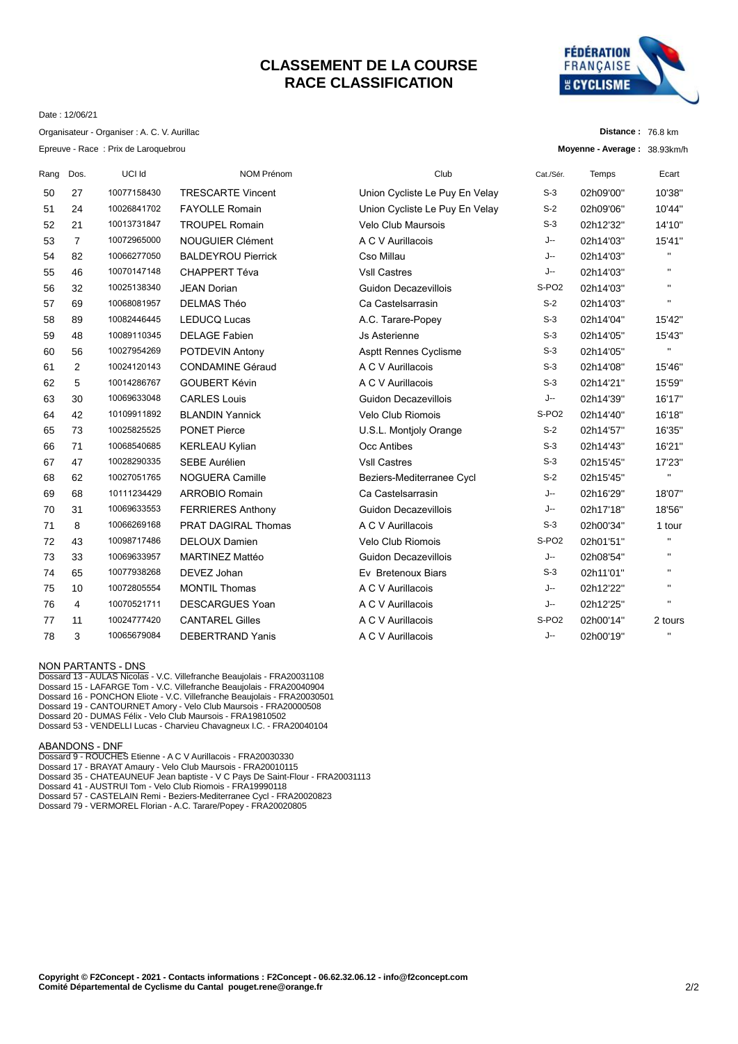# CLASSEMENT DE LA COURSE
# RACE CLASSIFICATION

Date : 12/06/21

Organisateur - Organiser : A. C. V. Aurillac

Epreuve - Race : Prix de Laroquebrou

**Distance :** 76.8 km

**Moyenne - Average :** 38.93km/h

| Rang | Dos. | UCI Id | NOM Prénom | Club | Cat./Sér. | Temps | Ecart |
|---|---|---|---|---|---|---|---|
| 50 | 27 | 10077158430 | TRESCARTE Vincent | Union Cycliste Le Puy En Velay | S-3 | 02h09'00'' | 10'38'' |
| 51 | 24 | 10026841702 | FAYOLLE Romain | Union Cycliste Le Puy En Velay | S-2 | 02h09'06'' | 10'44'' |
| 52 | 21 | 10013731847 | TROUPEL Romain | Velo Club Maursois | S-3 | 02h12'32'' | 14'10'' |
| 53 | 7 | 10072965000 | NOUGUIER Clément | A C V Aurillacois | J-- | 02h14'03'' | 15'41'' |
| 54 | 82 | 10066277050 | BALDEYROU Pierrick | Cso Millau | J-- | 02h14'03'' | '' |
| 55 | 46 | 10070147148 | CHAPPERT Téva | Vsll Castres | J-- | 02h14'03'' | '' |
| 56 | 32 | 10025138340 | JEAN Dorian | Guidon Decazevillois | S-PO2 | 02h14'03'' | '' |
| 57 | 69 | 10068081957 | DELMAS Théo | Ca Castelsarrasin | S-2 | 02h14'03'' | '' |
| 58 | 89 | 10082446445 | LEDUCQ Lucas | A.C. Tarare-Popey | S-3 | 02h14'04'' | 15'42'' |
| 59 | 48 | 10089110345 | DELAGE Fabien | Js Asterienne | S-3 | 02h14'05'' | 15'43'' |
| 60 | 56 | 10027954269 | POTDEVIN Antony | Asptt Rennes Cyclisme | S-3 | 02h14'05'' | '' |
| 61 | 2 | 10024120143 | CONDAMINE Géraud | A C V Aurillacois | S-3 | 02h14'08'' | 15'46'' |
| 62 | 5 | 10014286767 | GOUBERT Kévin | A C V Aurillacois | S-3 | 02h14'21'' | 15'59'' |
| 63 | 30 | 10069633048 | CARLES Louis | Guidon Decazevillois | J-- | 02h14'39'' | 16'17'' |
| 64 | 42 | 10109911892 | BLANDIN Yannick | Velo Club Riomois | S-PO2 | 02h14'40'' | 16'18'' |
| 65 | 73 | 10025825525 | PONET Pierce | U.S.L. Montjoly Orange | S-2 | 02h14'57'' | 16'35'' |
| 66 | 71 | 10068540685 | KERLEAU Kylian | Occ Antibes | S-3 | 02h14'43'' | 16'21'' |
| 67 | 47 | 10028290335 | SEBE Aurélien | Vsll Castres | S-3 | 02h15'45'' | 17'23'' |
| 68 | 62 | 10027051765 | NOGUERA Camille | Beziers-Mediterranee Cycl | S-2 | 02h15'45'' | '' |
| 69 | 68 | 10111234429 | ARROBIO Romain | Ca Castelsarrasin | J-- | 02h16'29'' | 18'07'' |
| 70 | 31 | 10069633553 | FERRIERES Anthony | Guidon Decazevillois | J-- | 02h17'18'' | 18'56'' |
| 71 | 8 | 10066269168 | PRAT DAGIRAL Thomas | A C V Aurillacois | S-3 | 02h00'34'' | 1 tour |
| 72 | 43 | 10098717486 | DELOUX Damien | Velo Club Riomois | S-PO2 | 02h01'51'' | '' |
| 73 | 33 | 10069633957 | MARTINEZ Mattéo | Guidon Decazevillois | J-- | 02h08'54'' | '' |
| 74 | 65 | 10077938268 | DEVEZ Johan | Ev Bretenoux Biars | S-3 | 02h11'01'' | '' |
| 75 | 10 | 10072805554 | MONTIL Thomas | A C V Aurillacois | J-- | 02h12'22'' | '' |
| 76 | 4 | 10070521711 | DESCARGUES Yoan | A C V Aurillacois | J-- | 02h12'25'' | '' |
| 77 | 11 | 10024777420 | CANTAREL Gilles | A C V Aurillacois | S-PO2 | 02h00'14'' | 2 tours |
| 78 | 3 | 10065679084 | DEBERTRAND Yanis | A C V Aurillacois | J-- | 02h00'19'' | '' |

NON PARTANTS - DNS

Dossard 13 - AULAS Nicolas - V.C. Villefranche Beaujolais - FRA20031108
Dossard 15 - LAFARGE Tom - V.C. Villefranche Beaujolais - FRA20040904
Dossard 16 - PONCHON Eliote - V.C. Villefranche Beaujolais - FRA20030501
Dossard 19 - CANTOURNET Amory - Velo Club Maursois - FRA20000508
Dossard 20 - DUMAS Félix - Velo Club Maursois - FRA19810502
Dossard 53 - VENDELLI Lucas - Charvieu Chavagneux I.C. - FRA20040104

ABANDONS - DNF

Dossard 9 - ROUCHES Etienne - A C V Aurillacois - FRA20030330
Dossard 17 - BRAYAT Amaury - Velo Club Maursois - FRA20010115
Dossard 35 - CHATEAUNEUF Jean baptiste - V C Pays De Saint-Flour - FRA20031113
Dossard 41 - AUSTRUI Tom - Velo Club Riomois - FRA19990118
Dossard 57 - CASTELAIN Remi - Beziers-Mediterranee Cycl - FRA20020823
Dossard 79 - VERMOREL Florian - A.C. Tarare/Popey - FRA20020805

**Copyright © F2Concept - 2021 - Contacts informations : F2Concept - 06.62.32.06.12 - info@f2concept.com**
**Comité Départemental de Cyclisme du Cantal pouget.rene@orange.fr**